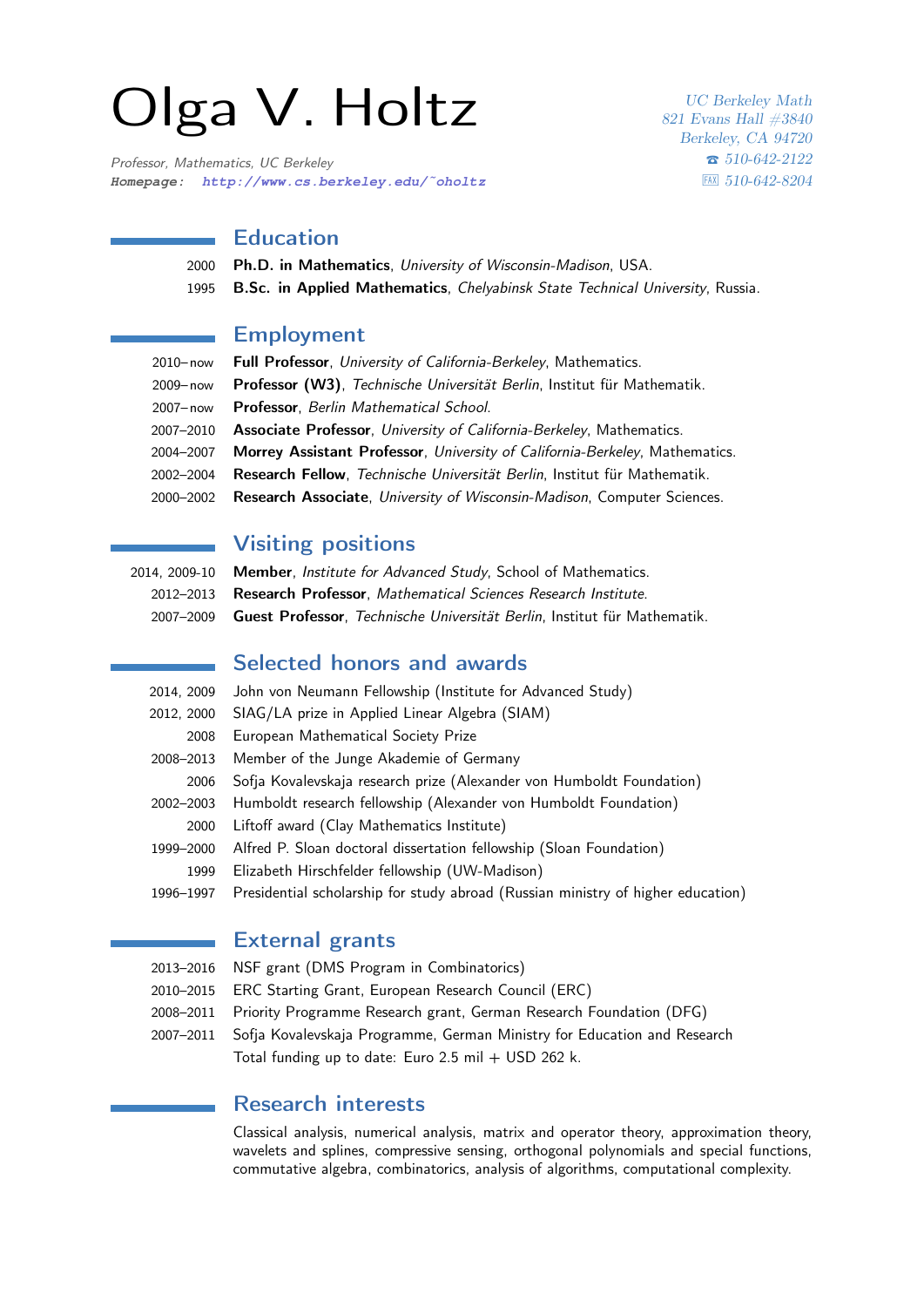# Olga V. Holtz

*Professor, Mathematics, UC Berkeley*
**Homepage:** http://www.cs.berkeley.edu/~oholtz

*UC Berkeley Math*
*821 Evans Hall #3840*
*Berkeley, CA 94720*
☎ *510-642-2122*
FAX *510-642-8204*

## Education

2000 **Ph.D. in Mathematics**, *University of Wisconsin-Madison*, USA.
1995 **B.Sc. in Applied Mathematics**, *Chelyabinsk State Technical University*, Russia.

## Employment

2010–now **Full Professor**, *University of California-Berkeley*, Mathematics.
2009–now **Professor (W3)**, *Technische Universität Berlin*, Institut für Mathematik.
2007–now **Professor**, *Berlin Mathematical School*.
2007–2010 **Associate Professor**, *University of California-Berkeley*, Mathematics.
2004–2007 **Morrey Assistant Professor**, *University of California-Berkeley*, Mathematics.
2002–2004 **Research Fellow**, *Technische Universität Berlin*, Institut für Mathematik.
2000–2002 **Research Associate**, *University of Wisconsin-Madison*, Computer Sciences.

## Visiting positions

2014, 2009-10 **Member**, *Institute for Advanced Study*, School of Mathematics.
2012–2013 **Research Professor**, *Mathematical Sciences Research Institute*.
2007–2009 **Guest Professor**, *Technische Universität Berlin*, Institut für Mathematik.

## Selected honors and awards

2014, 2009 John von Neumann Fellowship (Institute for Advanced Study)
2012, 2000 SIAG/LA prize in Applied Linear Algebra (SIAM)
2008 European Mathematical Society Prize
2008–2013 Member of the Junge Akademie of Germany
2006 Sofja Kovalevskaja research prize (Alexander von Humboldt Foundation)
2002–2003 Humboldt research fellowship (Alexander von Humboldt Foundation)
2000 Liftoff award (Clay Mathematics Institute)
1999–2000 Alfred P. Sloan doctoral dissertation fellowship (Sloan Foundation)
1999 Elizabeth Hirschfelder fellowship (UW-Madison)
1996–1997 Presidential scholarship for study abroad (Russian ministry of higher education)

## External grants

2013–2016 NSF grant (DMS Program in Combinatorics)
2010–2015 ERC Starting Grant, European Research Council (ERC)
2008–2011 Priority Programme Research grant, German Research Foundation (DFG)
2007–2011 Sofja Kovalevskaja Programme, German Ministry for Education and Research
Total funding up to date: Euro 2.5 mil + USD 262 k.

## Research interests

Classical analysis, numerical analysis, matrix and operator theory, approximation theory, wavelets and splines, compressive sensing, orthogonal polynomials and special functions, commutative algebra, combinatorics, analysis of algorithms, computational complexity.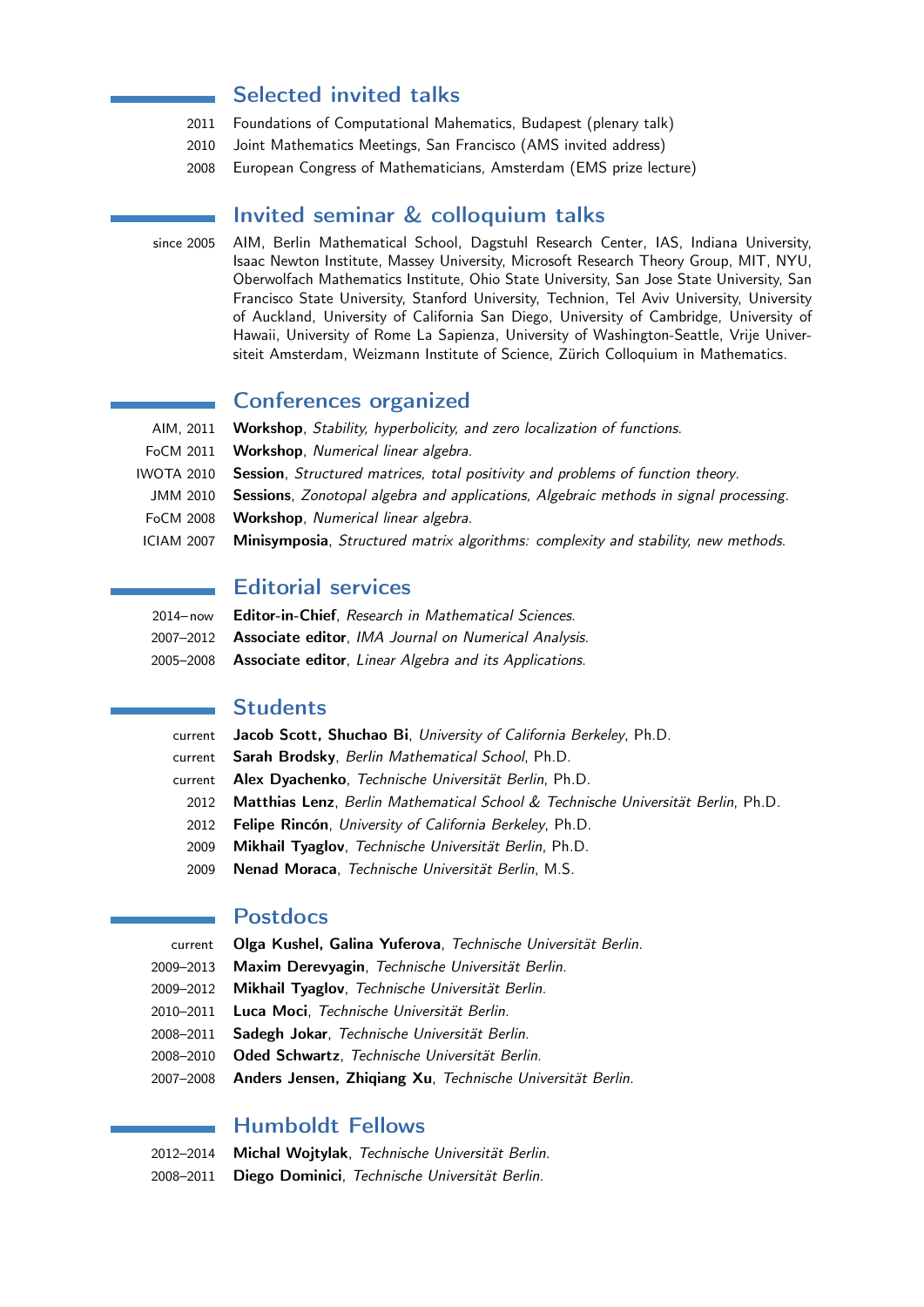## Selected invited talks

2011 Foundations of Computational Mahematics, Budapest (plenary talk)

2010 Joint Mathematics Meetings, San Francisco (AMS invited address)

2008 European Congress of Mathematicians, Amsterdam (EMS prize lecture)

## Invited seminar & colloquium talks

since 2005 AIM, Berlin Mathematical School, Dagstuhl Research Center, IAS, Indiana University, Isaac Newton Institute, Massey University, Microsoft Research Theory Group, MIT, NYU, Oberwolfach Mathematics Institute, Ohio State University, San Jose State University, San Francisco State University, Stanford University, Technion, Tel Aviv University, University of Auckland, University of California San Diego, University of Cambridge, University of Hawaii, University of Rome La Sapienza, University of Washington-Seattle, Vrije Universiteit Amsterdam, Weizmann Institute of Science, Zürich Colloquium in Mathematics.

## Conferences organized

AIM, 2011 **Workshop**, *Stability, hyperbolicity, and zero localization of functions.*

FoCM 2011 **Workshop**, *Numerical linear algebra.*

IWOTA 2010 **Session**, *Structured matrices, total positivity and problems of function theory.*

JMM 2010 **Sessions**, *Zonotopal algebra and applications, Algebraic methods in signal processing.*

FoCM 2008 **Workshop**, *Numerical linear algebra.*

ICIAM 2007 **Minisymposia**, *Structured matrix algorithms: complexity and stability, new methods.*

## Editorial services

2014–now **Editor-in-Chief**, *Research in Mathematical Sciences.*

2007–2012 **Associate editor**, *IMA Journal on Numerical Analysis.*

2005–2008 **Associate editor**, *Linear Algebra and its Applications.*

## Students

current **Jacob Scott, Shuchao Bi**, *University of California Berkeley*, Ph.D.

current **Sarah Brodsky**, *Berlin Mathematical School*, Ph.D.

current **Alex Dyachenko**, *Technische Universität Berlin*, Ph.D.

2012 **Matthias Lenz**, *Berlin Mathematical School & Technische Universität Berlin*, Ph.D.

2012 **Felipe Rincón**, *University of California Berkeley*, Ph.D.

2009 **Mikhail Tyaglov**, *Technische Universität Berlin*, Ph.D.

2009 **Nenad Moraca**, *Technische Universität Berlin*, M.S.

## Postdocs

current **Olga Kushel, Galina Yuferova**, *Technische Universität Berlin.*

2009–2013 **Maxim Derevyagin**, *Technische Universität Berlin.*

2009–2012 **Mikhail Tyaglov**, *Technische Universität Berlin.*

2010–2011 **Luca Moci**, *Technische Universität Berlin.*

2008–2011 **Sadegh Jokar**, *Technische Universität Berlin.*

2008–2010 **Oded Schwartz**, *Technische Universität Berlin.*

2007–2008 **Anders Jensen, Zhiqiang Xu**, *Technische Universität Berlin.*

## Humboldt Fellows

2012–2014 **Michal Wojtylak**, *Technische Universität Berlin.*

2008–2011 **Diego Dominici**, *Technische Universität Berlin.*